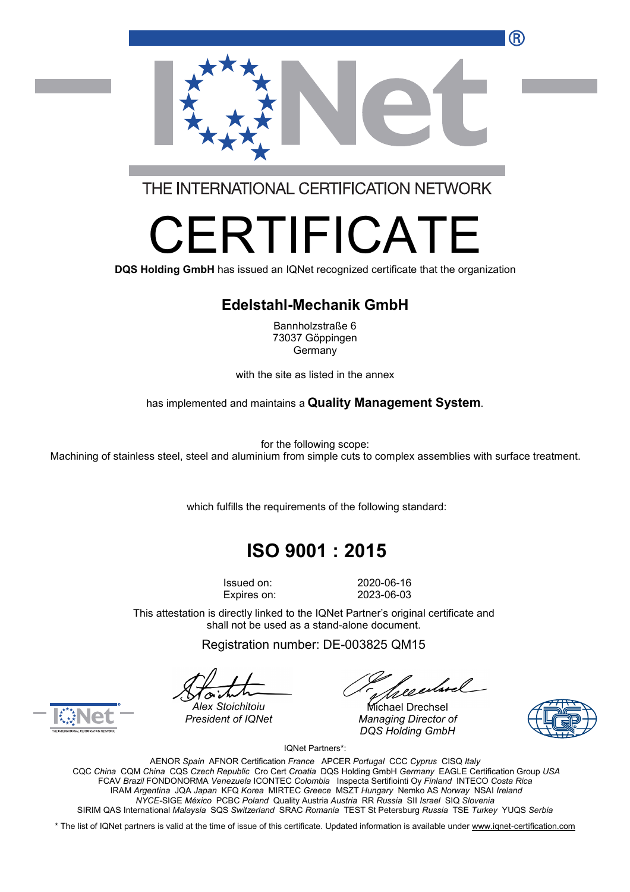THE INTERNATIONAL CERTIFICATION NETWORK

# CERTIFICATE

**DQS Holding GmbH** has issued an IQNet recognized certificate that the organization

## Edelstahl-Mechanik GmbH

Bannholzstraße 6
73037 Göppingen
Germany

with the site as listed in the annex

has implemented and maintains a **Quality Management System**.

for the following scope:
Machining of stainless steel, steel and aluminium from simple cuts to complex assemblies with surface treatment.

which fulfills the requirements of the following standard:

## ISO 9001 : 2015

Issued on: 2020-06-16
Expires on: 2023-06-03

This attestation is directly linked to the IQNet Partner's original certificate and shall not be used as a stand-alone document.

Registration number: DE-003825 QM15

Alex Stoichitoiu
*President of IQNet*

Michael Drechsel
*Managing Director of DQS Holding GmbH*

IQNet Partners*:

AENOR *Spain* AFNOR Certification *France* APCER *Portugal* CCC *Cyprus* CISQ *Italy*
CQC *China* CQM *China* CQS *Czech Republic* Cro Cert *Croatia* DQS Holding GmbH *Germany* EAGLE Certification Group *USA*
FCAV *Brazil* FONDONORMA *Venezuela* ICONTEC *Colombia* Inspecta Sertifiointi Oy *Finland* INTECO *Costa Rica*
IRAM *Argentina* JQA *Japan* KFQ *Korea* MIRTEC *Greece* MSZT *Hungary* Nemko AS *Norway* NSAI *Ireland*
*NYCE*-SIGE *México* PCBC *Poland* Quality Austria *Austria* RR *Russia* SII *Israel* SIQ *Slovenia*
SIRIM QAS International *Malaysia* SQS *Switzerland* SRAC *Romania* TEST St Petersburg *Russia* TSE *Turkey* YUQS *Serbia*

* The list of IQNet partners is valid at the time of issue of this certificate. Updated information is available under www.iqnet-certification.com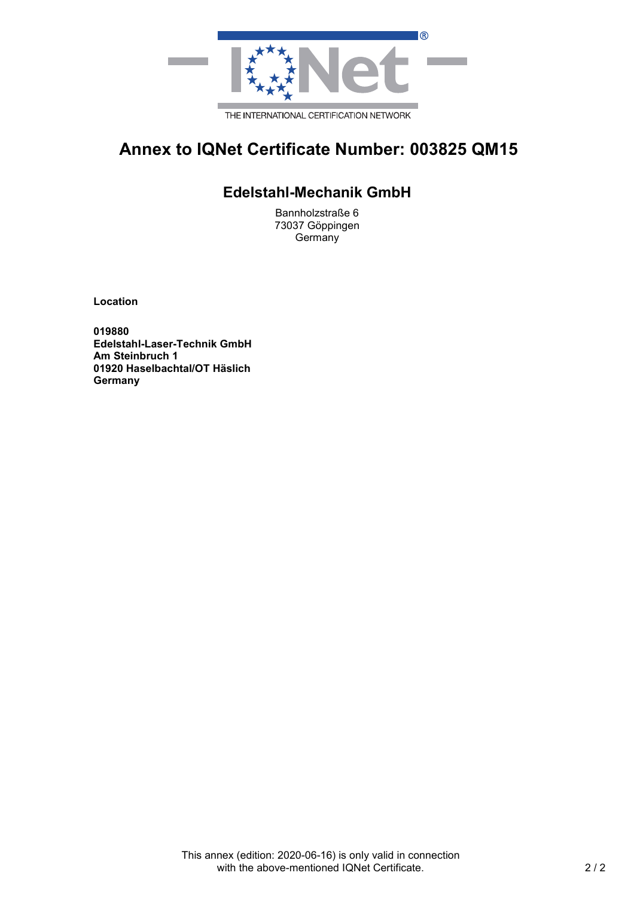THE INTERNATIONAL CERTIFICATION NETWORK

# Annex to IQNet Certificate Number: 003825 QM15

## Edelstahl-Mechanik GmbH

Bannholzstraße 6
73037 Göppingen
Germany

**Location**

**019880**
**Edelstahl-Laser-Technik GmbH**
**Am Steinbruch 1**
**01920 Haselbachtal/OT Häslich**
**Germany**

This annex (edition: 2020-06-16) is only valid in connection with the above-mentioned IQNet Certificate.